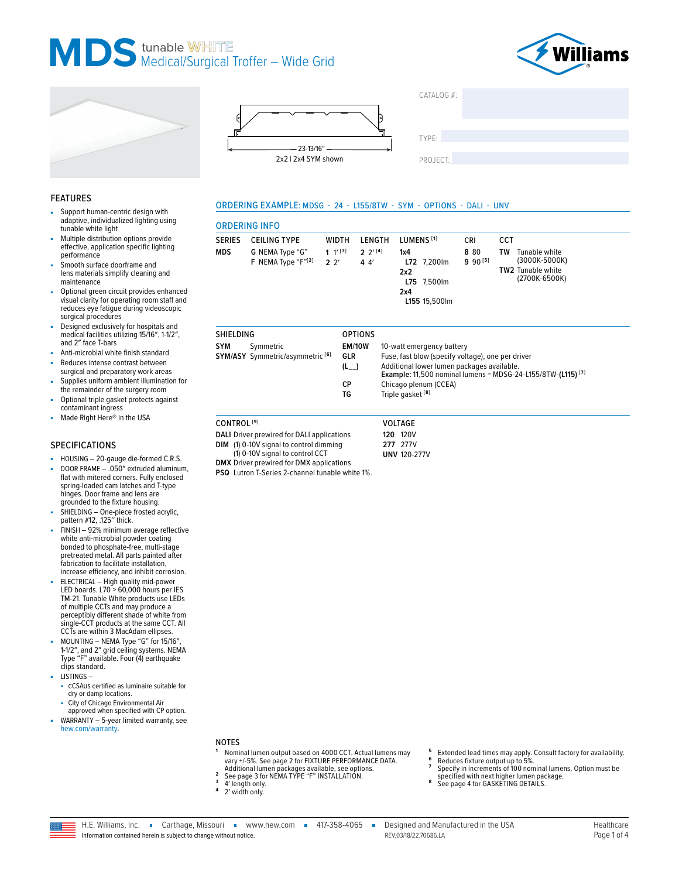# MDS tunable WHITE Medical/Surgical Troffer – Wide Grid

23-13/16"

2x2 | 2x4 SYM shown

CATALOG #:

TYPE:

PROJECT:

## FEATURES

- Support human-centric design with adaptive, individualized lighting using tunable white light
- Multiple distribution options provide effective, application specific lighting performance
- Smooth surface doorframe and lens materials simplify cleaning and maintenance
- Optional green circuit provides enhanced visual clarity for operating room staff and reduces eye fatigue during videoscopic surgical procedures
- Designed exclusively for hospitals and medical facilities utilizing 15/16", 1-1/2", and 2" face T-bars
- Anti-microbial white finish standard
- Reduces intense contrast between surgical and preparatory work areas
- Supplies uniform ambient illumination for the remainder of the surgery room
- Optional triple gasket protects against contaminant ingress
- Made Right Here® in the USA

## SPECIFICATIONS

- HOUSING – 20-gauge die-formed C.R.S.
- DOOR FRAME – .050" extruded aluminum, flat with mitered corners. Fully enclosed spring-loaded cam latches and T-type hinges. Door frame and lens are grounded to the fixture housing.
- SHIELDING – One-piece frosted acrylic, pattern #12, .125" thick.
- FINISH – 92% minimum average reflective white anti-microbial powder coating bonded to phosphate-free, multi-stage pretreated metal. All parts painted after fabrication to facilitate installation, increase efficiency, and inhibit corrosion.
- ELECTRICAL – High quality mid-power LED boards. L70 > 60,000 hours per IES TM-21. Tunable White products use LEDs of multiple CCTs and may produce a perceptibly different shade of white from single-CCT products at the same CCT. All CCTs are within 3 MacAdam ellipses.
- MOUNTING – NEMA Type "G" for 15/16", 1-1/2", and 2" grid ceiling systems. NEMA Type "F" available. Four (4) earthquake clips standard.
- LISTINGS –
  - cCSAus certified as luminaire suitable for dry or damp locations.
  - City of Chicago Environmental Air approved when specified with CP option.
- WARRANTY – 5-year limited warranty, see hew.com/warranty.

## ORDERING EXAMPLE: MDSG - 24 - L155/8TW - SYM - OPTIONS - DALI - UNV

## ORDERING INFO

| SERIES | CEILING TYPE | WIDTH | LENGTH | LUMENS [1] | CRI | CCT |
|---|---|---|---|---|---|---|
| MDS | **G** NEMA Type "G"<br>**F** NEMA Type "F"[2] | **1** 1'[3]<br>**2** 2' | **2** 2'[4]<br>**4** 4' | **1x4**<br>**L72** 7,200lm<br>**2x2**<br>**L75** 7,500lm<br>**2x4**<br>**L155** 15,500lm | **8** 80<br>**9** 90[5] | **TW** Tunable white (3000K-5000K)<br>**TW2** Tunable white (2700K-6500K) |

| SHIELDING | | OPTIONS | |
|---|---|---|---|
| **SYM** | Symmetric | **EM/10W** | 10-watt emergency battery |
| **SYM/ASY** | Symmetric/asymmetric [6] | **GLR** | Fuse, fast blow (specify voltage), one per driver |
| | | **(L__)** | Additional lower lumen packages available. **Example:** 11,500 nominal lumens = MDSG-24-L155/8TW-**(L115)** [7] |
| | | **CP** | Chicago plenum (CCEA) |
| | | **TG** | Triple gasket [8] |

| CONTROL [9] | VOLTAGE |
|---|---|
| **DALI** Driver prewired for DALI applications | **120** 120V |
| **DIM** (1) 0-10V signal to control dimming (1) 0-10V signal to control CCT | **277** 277V |
| **DMX** Driver prewired for DMX applications | **UNV** 120-277V |
| **PSQ** Lutron T-Series 2-channel tunable white 1%. | |

## NOTES

1. Nominal lumen output based on 4000 CCT. Actual lumens may vary +/-5%. See page 2 for FIXTURE PERFORMANCE DATA. Additional lumen packages available, see options.
2. See page 3 for NEMA TYPE "F" INSTALLATION.
3. 4' length only.
4. 2' width only.
5. Extended lead times may apply. Consult factory for availability.
6. Reduces fixture output up to 5%.
7. Specify in increments of 100 nominal lumens. Option must be specified with next higher lumen package.
8. See page 4 for GASKETING DETAILS.

H.E. Williams, Inc. ▪ Carthage, Missouri ▪ www.hew.com ▪ 417-358-4065 ▪ Designed and Manufactured in the USA

Information contained herein is subject to change without notice. REV.03/18/22.70686.LA

Healthcare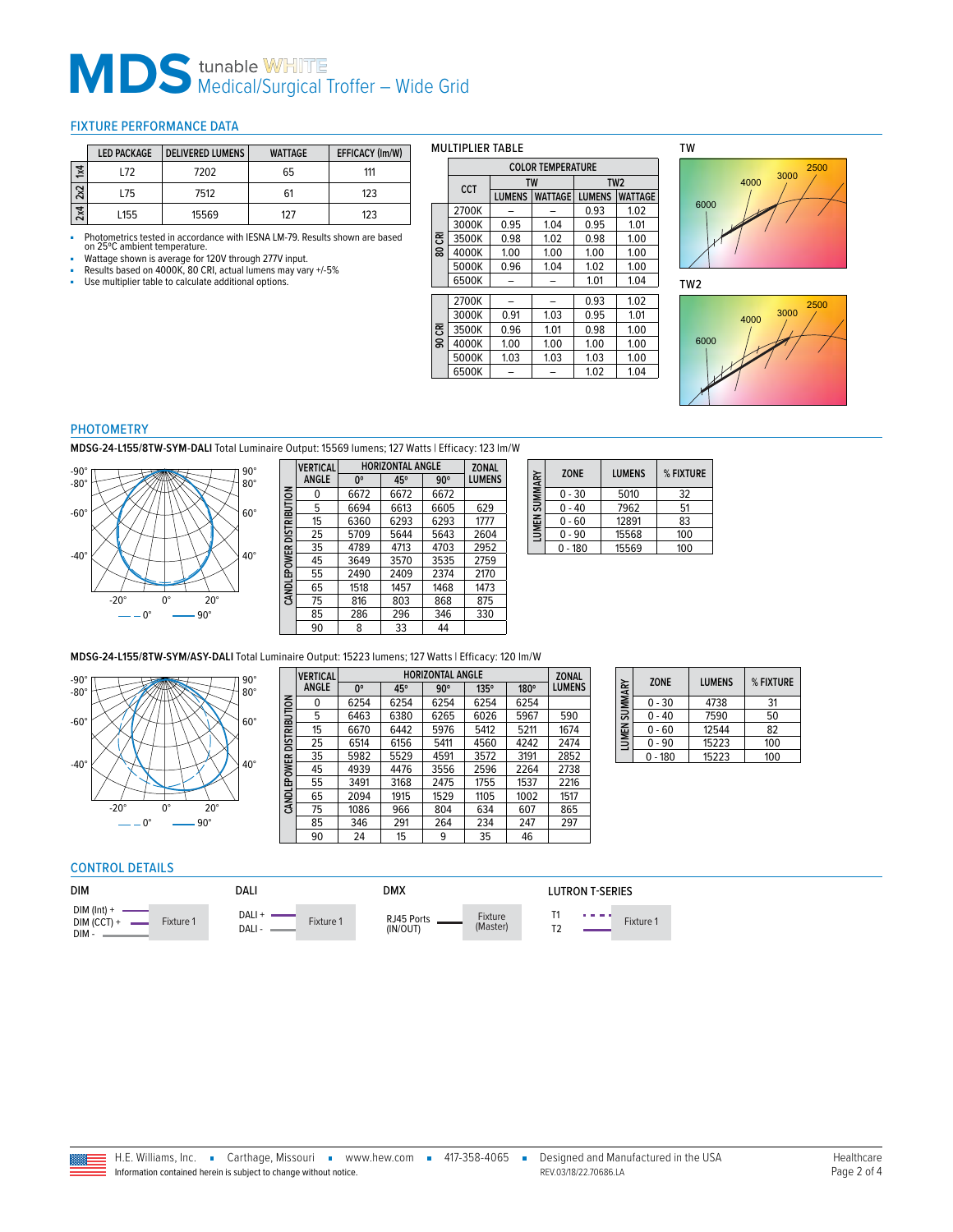# MDS tunable WHITE Medical/Surgical Troffer – Wide Grid

## FIXTURE PERFORMANCE DATA

| | LED PACKAGE | DELIVERED LUMENS | WATTAGE | EFFICACY (lm/W) |
|---|---|---|---|---|
| 1x4 | L72 | 7202 | 65 | 111 |
| 2x2 | L75 | 7512 | 61 | 123 |
| 2x4 | L155 | 15569 | 127 | 123 |

- Photometrics tested in accordance with IESNA LM-79. Results shown are based on 25°C ambient temperature.
- Wattage shown is average for 120V through 277V input.
- Results based on 4000K, 80 CRI, actual lumens may vary +/-5%
- Use multiplier table to calculate additional options.

### MULTIPLIER TABLE

| | CCT | COLOR TEMPERATURE | | | |
|---|---|---|---|---|---|
| | | TW | | TW2 | |
| | | LUMENS | WATTAGE | LUMENS | WATTAGE |
| 80 CRI | 2700K | – | – | 0.93 | 1.02 |
| 80 CRI | 3000K | 0.95 | 1.04 | 0.95 | 1.01 |
| 80 CRI | 3500K | 0.98 | 1.02 | 0.98 | 1.00 |
| 80 CRI | 4000K | 1.00 | 1.00 | 1.00 | 1.00 |
| 80 CRI | 5000K | 0.96 | 1.04 | 1.02 | 1.00 |
| 80 CRI | 6500K | – | – | 1.01 | 1.04 |
| 90 CRI | 2700K | – | – | 0.93 | 1.02 |
| 90 CRI | 3000K | 0.91 | 1.03 | 0.95 | 1.01 |
| 90 CRI | 3500K | 0.96 | 1.01 | 0.98 | 1.00 |
| 90 CRI | 4000K | 1.00 | 1.00 | 1.00 | 1.00 |
| 90 CRI | 5000K | 1.03 | 1.03 | 1.03 | 1.00 |
| 90 CRI | 6500K | – | – | 1.02 | 1.04 |

TW

6000 4000 3000 2500

TW2

6000 4000 3000 2500

## PHOTOMETRY

**MDSG-24-L155/8TW-SYM-DALI** Total Luminaire Output: 15569 lumens; 127 Watts | Efficacy: 123 lm/W

-90° -80° -60° -40° -20° 0° 20° 40° 60° 80° 90°

— — 0° —— 90°

CANDLEPOWER DISTRIBUTION

| VERTICAL ANGLE | 0° | 45° | 90° | ZONAL LUMENS |
|---|---|---|---|---|
| 0 | 6672 | 6672 | 6672 | |
| 5 | 6694 | 6613 | 6605 | 629 |
| 15 | 6360 | 6293 | 6293 | 1777 |
| 25 | 5709 | 5644 | 5643 | 2604 |
| 35 | 4789 | 4713 | 4703 | 2952 |
| 45 | 3649 | 3570 | 3535 | 2759 |
| 55 | 2490 | 2409 | 2374 | 2170 |
| 65 | 1518 | 1457 | 1468 | 1473 |
| 75 | 816 | 803 | 868 | 875 |
| 85 | 286 | 296 | 346 | 330 |
| 90 | 8 | 33 | 44 | |

LUMEN SUMMARY

| ZONE | LUMENS | % FIXTURE |
|---|---|---|
| 0 - 30 | 5010 | 32 |
| 0 - 40 | 7962 | 51 |
| 0 - 60 | 12891 | 83 |
| 0 - 90 | 15568 | 100 |
| 0 - 180 | 15569 | 100 |

**MDSG-24-L155/8TW-SYM/ASY-DALI** Total Luminaire Output: 15223 lumens; 127 Watts | Efficacy: 120 lm/W

-90° -80° -60° -40° -20° 0° 20° 40° 60° 80° 90°

— — 0° —— 90°

CANDLEPOWER DISTRIBUTION

| VERTICAL ANGLE | 0° | 45° | 90° | 135° | 180° | ZONAL LUMENS |
|---|---|---|---|---|---|---|
| 0 | 6254 | 6254 | 6254 | 6254 | 6254 | |
| 5 | 6463 | 6380 | 6265 | 6026 | 5967 | 590 |
| 15 | 6670 | 6442 | 5976 | 5412 | 5211 | 1674 |
| 25 | 6514 | 6156 | 5411 | 4560 | 4242 | 2474 |
| 35 | 5982 | 5529 | 4591 | 3572 | 3191 | 2852 |
| 45 | 4939 | 4476 | 3556 | 2596 | 2264 | 2738 |
| 55 | 3491 | 3168 | 2475 | 1755 | 1537 | 2216 |
| 65 | 2094 | 1915 | 1529 | 1105 | 1002 | 1517 |
| 75 | 1086 | 966 | 804 | 634 | 607 | 865 |
| 85 | 346 | 291 | 264 | 234 | 247 | 297 |
| 90 | 24 | 15 | 9 | 35 | 46 | |

LUMEN SUMMARY

| ZONE | LUMENS | % FIXTURE |
|---|---|---|
| 0 - 30 | 4738 | 31 |
| 0 - 40 | 7590 | 50 |
| 0 - 60 | 12544 | 82 |
| 0 - 90 | 15223 | 100 |
| 0 - 180 | 15223 | 100 |

## CONTROL DETAILS

**DIM**

DIM (Int) +
DIM (CCT) +
DIM -
Fixture 1

**DALI**

DALI +
DALI -
Fixture 1

**DMX**

RJ45 Ports (IN/OUT)
Fixture (Master)

**LUTRON T-SERIES**

T1
T2
Fixture 1

H.E. Williams, Inc. ▪ Carthage, Missouri ▪ www.hew.com ▪ 417-358-4065 ▪ Designed and Manufactured in the USA

Information contained herein is subject to change without notice. REV.03/18/22.70686.LA

Healthcare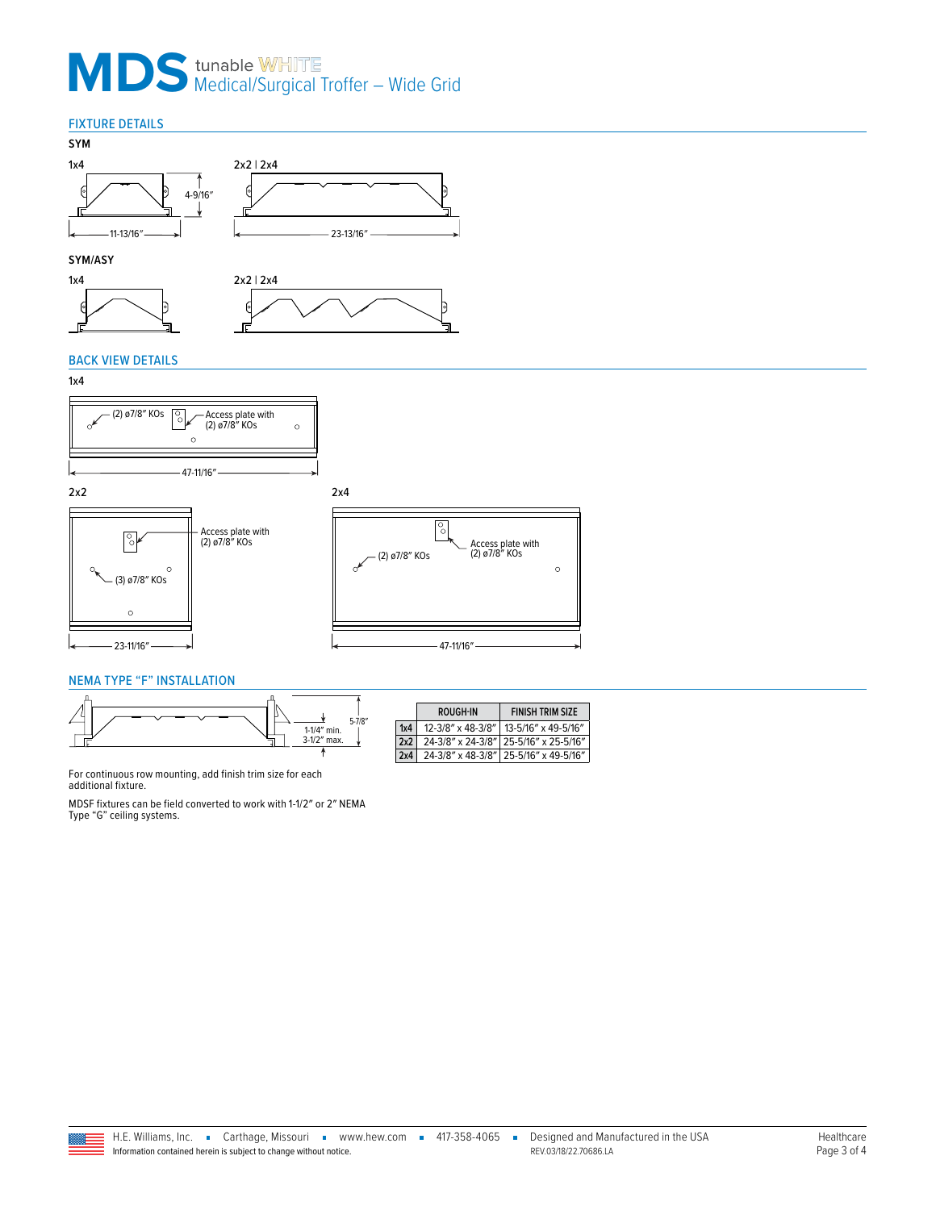# MDS tunable WHITE Medical/Surgical Troffer – Wide Grid

## FIXTURE DETAILS

### SYM

1x4

4-9/16″

11-13/16″

2x2 | 2x4

23-13/16″

### SYM/ASY

1x4

2x2 | 2x4

## BACK VIEW DETAILS

1x4

(2) ø7/8″ KOs

Access plate with (2) ø7/8″ KOs

47-11/16″

2x2

Access plate with (2) ø7/8″ KOs

(3) ø7/8″ KOs

23-11/16″

2x4

(2) ø7/8″ KOs

Access plate with (2) ø7/8″ KOs

47-11/16″

## NEMA TYPE “F” INSTALLATION

5-7/8″

1-1/4″ min.
3-1/2″ max.

| | ROUGH-IN | FINISH TRIM SIZE |
|---|---|---|
| 1x4 | 12-3/8″ x 48-3/8″ | 13-5/16″ x 49-5/16″ |
| 2x2 | 24-3/8″ x 24-3/8″ | 25-5/16″ x 25-5/16″ |
| 2x4 | 24-3/8″ x 48-3/8″ | 25-5/16″ x 49-5/16″ |

For continuous row mounting, add finish trim size for each additional fixture.

MDSF fixtures can be field converted to work with 1-1/2″ or 2″ NEMA Type “G” ceiling systems.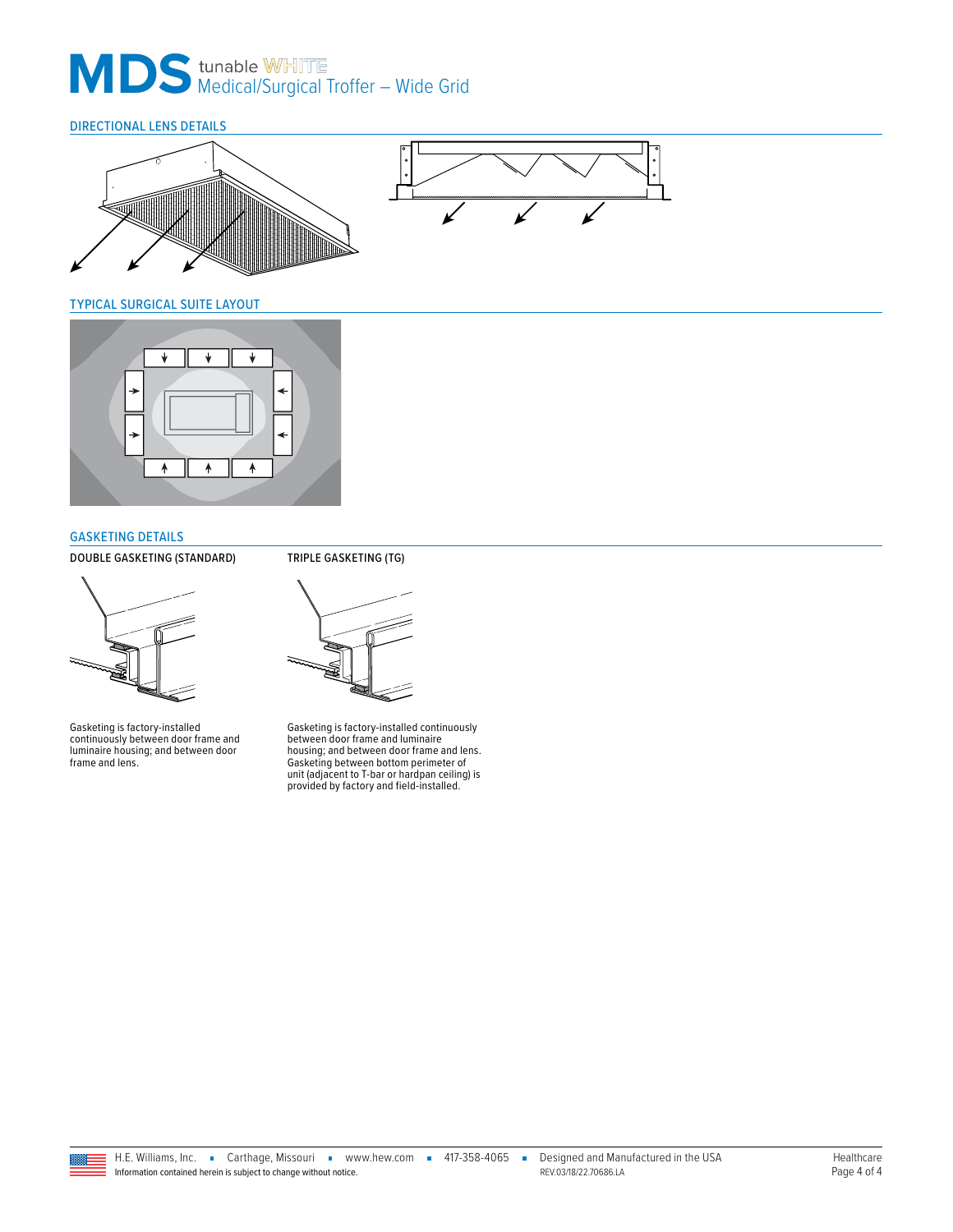# MDS tunable WHITE Medical/Surgical Troffer – Wide Grid

## DIRECTIONAL LENS DETAILS

## TYPICAL SURGICAL SUITE LAYOUT

## GASKETING DETAILS

### DOUBLE GASKETING (STANDARD)

Gasketing is factory-installed continuously between door frame and luminaire housing; and between door frame and lens.

### TRIPLE GASKETING (TG)

Gasketing is factory-installed continuously between door frame and luminaire housing; and between door frame and lens. Gasketing between bottom perimeter of unit (adjacent to T-bar or hardpan ceiling) is provided by factory and field-installed.